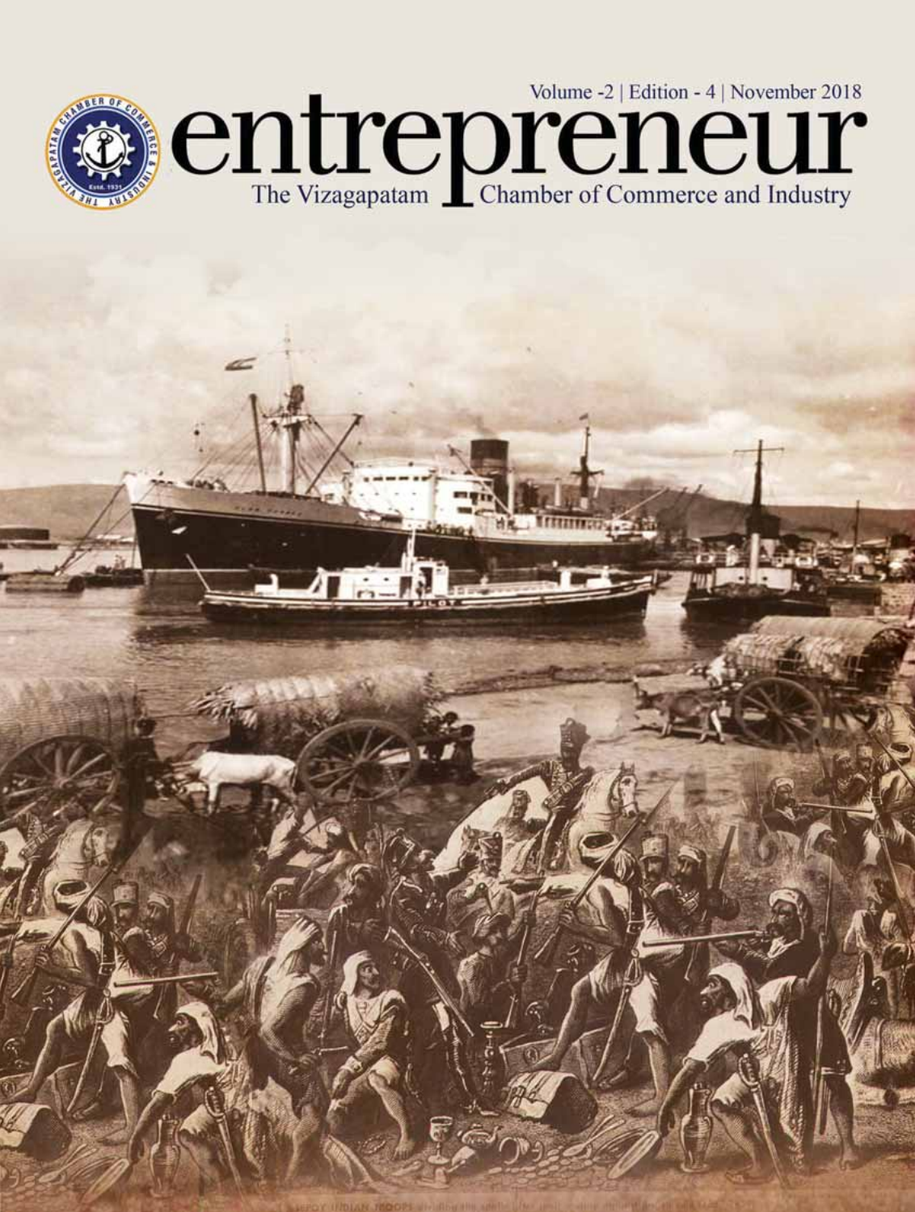Volume -2 | Edition - 4 | November 2018

# entrepreneur

The Vizagapatam Chamber of Commerce and Industry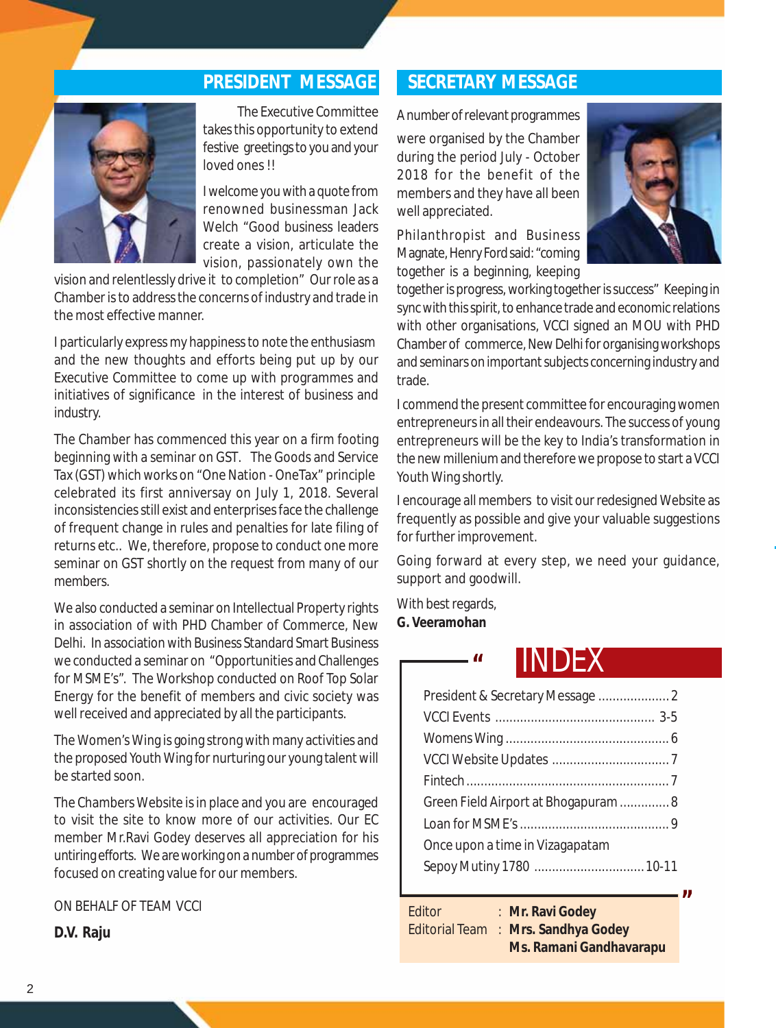## PRESIDENT MESSAGE

The Executive Committee takes this opportunity to extend festive greetings to you and your loved ones !!

I welcome you with a quote from renowned businessman Jack Welch "Good business leaders create a vision, articulate the vision, passionately own the vision and relentlessly drive it to completion" Our role as a Chamber is to address the concerns of industry and trade in the most effective manner.

I particularly express my happiness to note the enthusiasm and the new thoughts and efforts being put up by our Executive Committee to come up with programmes and initiatives of significance in the interest of business and industry.

The Chamber has commenced this year on a firm footing beginning with a seminar on GST. The Goods and Service Tax (GST) which works on "One Nation - OneTax" principle celebrated its first anniversay on July 1, 2018. Several inconsistencies still exist and enterprises face the challenge of frequent change in rules and penalties for late filing of returns etc.. We, therefore, propose to conduct one more seminar on GST shortly on the request from many of our members.

We also conducted a seminar on Intellectual Property rights in association of with PHD Chamber of Commerce, New Delhi. In association with Business Standard Smart Business we conducted a seminar on "Opportunities and Challenges for MSME's". The Workshop conducted on Roof Top Solar Energy for the benefit of members and civic society was well received and appreciated by all the participants.

The Women's Wing is going strong with many activities and the proposed Youth Wing for nurturing our young talent will be started soon.

The Chambers Website is in place and you are encouraged to visit the site to know more of our activities. Our EC member Mr.Ravi Godey deserves all appreciation for his untiring efforts. We are working on a number of programmes focused on creating value for our members.

ON BEHALF OF TEAM VCCI

**D.V. Raju**

## SECRETARY MESSAGE

A number of relevant programmes were organised by the Chamber during the period July - October 2018 for the benefit of the members and they have all been well appreciated.

Philanthropist and Business Magnate, Henry Ford said: "coming together is a beginning, keeping together is progress, working together is success" Keeping in sync with this spirit, to enhance trade and economic relations with other organisations, VCCI signed an MOU with PHD Chamber of commerce, New Delhi for organising workshops and seminars on important subjects concerning industry and trade.

I commend the present committee for encouraging women entrepreneurs in all their endeavours. The success of young entrepreneurs will be the key to India's transformation in the new millenium and therefore we propose to start a VCCI Youth Wing shortly.

I encourage all members to visit our redesigned Website as frequently as possible and give your valuable suggestions for further improvement.

Going forward at every step, we need your guidance, support and goodwill.

With best regards,
**G. Veeramohan**

## INDEX

| | |
|---|---|
| President & Secretary Message | 2 |
| VCCI Events | 3-5 |
| Womens Wing | 6 |
| VCCI Website Updates | 7 |
| Fintech | 7 |
| Green Field Airport at Bhogapuram | 8 |
| Loan for MSME's | 9 |
| Once upon a time in Vizagapatam Sepoy Mutiny 1780 | 10-11 |

Editor : **Mr. Ravi Godey**
Editorial Team : **Mrs. Sandhya Godey**
**Ms. Ramani Gandhavarapu**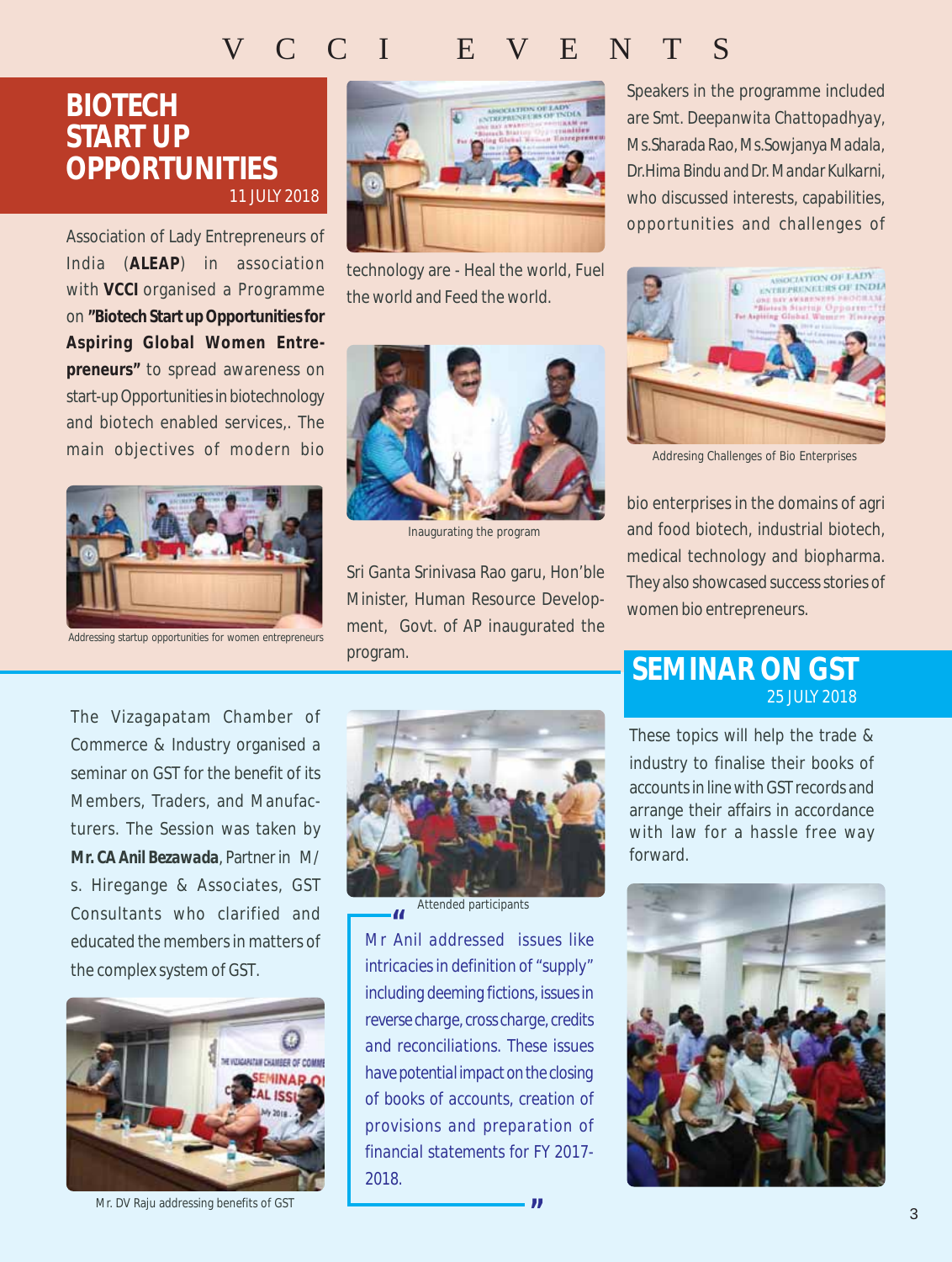# VCCI EVENTS

## BIOTECH START UP OPPORTUNITIES

11 JULY 2018

Association of Lady Entrepreneurs of India (**ALEAP**) in association with **VCCI** organised a Programme on **"Biotech Start up Opportunities for Aspiring Global Women Entrepreneurs"** to spread awareness on start-up Opportunities in biotechnology and biotech enabled services,. The main objectives of modern bio technology are - Heal the world, Fuel the world and Feed the world.

Addressing startup opportunities for women entrepreneurs

Inaugurating the program

Sri Ganta Srinivasa Rao garu, Hon'ble Minister, Human Resource Development, Govt. of AP inaugurated the program.

Speakers in the programme included are Smt. Deepanwita Chattopadhyay, Ms.Sharada Rao, Ms.Sowjanya Madala, Dr.Hima Bindu and Dr. Mandar Kulkarni, who discussed interests, capabilities, opportunities and challenges of bio enterprises in the domains of agri and food biotech, industrial biotech, medical technology and biopharma. They also showcased success stories of women bio entrepreneurs.

Addresing Challenges of Bio Enterprises

## SEMINAR ON GST

25 JULY 2018

The Vizagapatam Chamber of Commerce & Industry organised a seminar on GST for the benefit of its Members, Traders, and Manufacturers. The Session was taken by **Mr. CA Anil Bezawada**, Partner in M/s. Hiregange & Associates, GST Consultants who clarified and educated the members in matters of the complex system of GST.

Mr. DV Raju addressing benefits of GST

Attended participants

> "Mr Anil addressed issues like intricacies in definition of "supply" including deeming fictions, issues in reverse charge, cross charge, credits and reconciliations. These issues have potential impact on the closing of books of accounts, creation of provisions and preparation of financial statements for FY 2017-2018."

These topics will help the trade & industry to finalise their books of accounts in line with GST records and arrange their affairs in accordance with law for a hassle free way forward.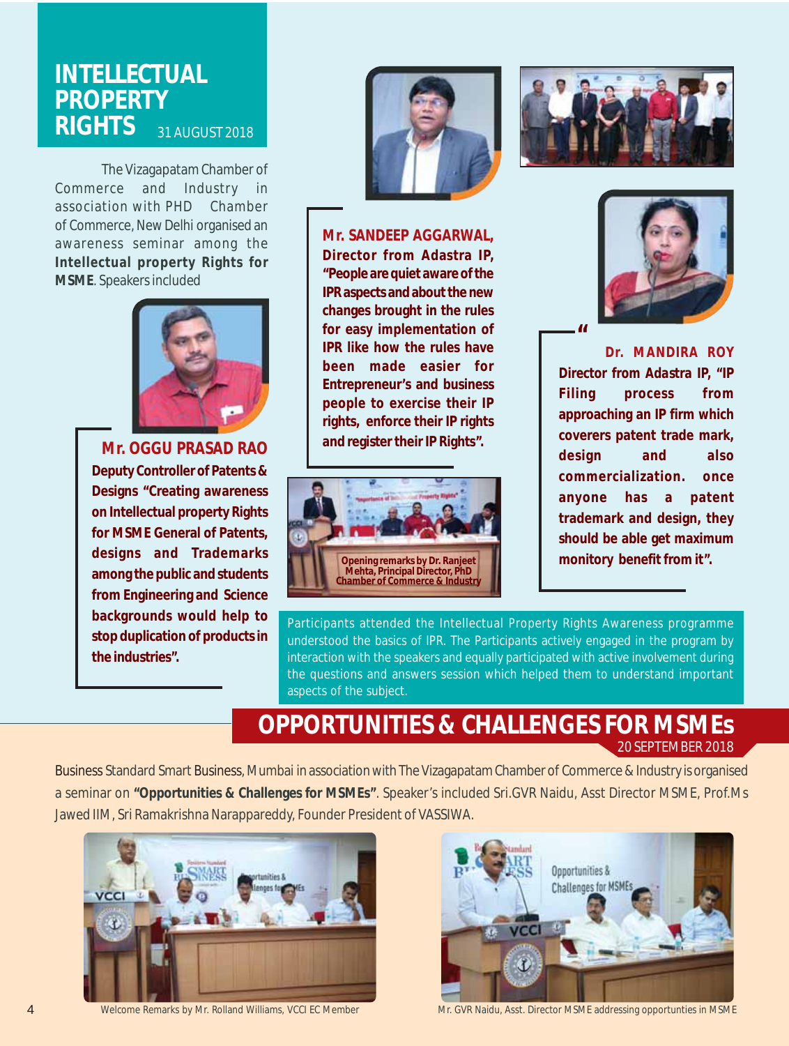# INTELLECTUAL PROPERTY RIGHTS

31 AUGUST 2018

The Vizagapatam Chamber of Commerce and Industry in association with PHD Chamber of Commerce, New Delhi organised an awareness seminar among the **Intellectual property Rights for MSME**. Speakers included

**Mr. OGGU PRASAD RAO**
**Deputy Controller of Patents & Designs "Creating awareness on Intellectual property Rights for MSME General of Patents, designs and Trademarks among the public and students from Engineering and Science backgrounds would help to stop duplication of products in the industries".**

**Mr. SANDEEP AGGARWAL, Director from Adastra IP, "People are quiet aware of the IPR aspects and about the new changes brought in the rules for easy implementation of IPR like how the rules have been made easier for Entrepreneur's and business people to exercise their IP rights, enforce their IP rights and register their IP Rights".**

Opening remarks by Dr. Ranjeet Mehta, Principal Director, PhD Chamber of Commerce & Industry

**"Dr. MANDIRA ROY Director from Adastra IP, "IP Filing process from approaching an IP firm which coverers patent trade mark, design and also commercialization. once anyone has a patent trademark and design, they should be able get maximum monitory benefit from it".**

Participants attended the Intellectual Property Rights Awareness programme understood the basics of IPR. The Participants actively engaged in the program by interaction with the speakers and equally participated with active involvement during the questions and answers session which helped them to understand important aspects of the subject.

# OPPORTUNITIES & CHALLENGES FOR MSMEs

20 SEPTEMBER 2018

Business Standard Smart Business, Mumbai in association with The Vizagapatam Chamber of Commerce & Industry is organised a seminar on **"Opportunities & Challenges for MSMEs"**. Speaker's included Sri.GVR Naidu, Asst Director MSME, Prof.Ms Jawed IIM, Sri Ramakrishna Narappareddy, Founder President of VASSIWA.

Welcome Remarks by Mr. Rolland Williams, VCCI EC Member

Mr. GVR Naidu, Asst. Director MSME addressing opportunties in MSME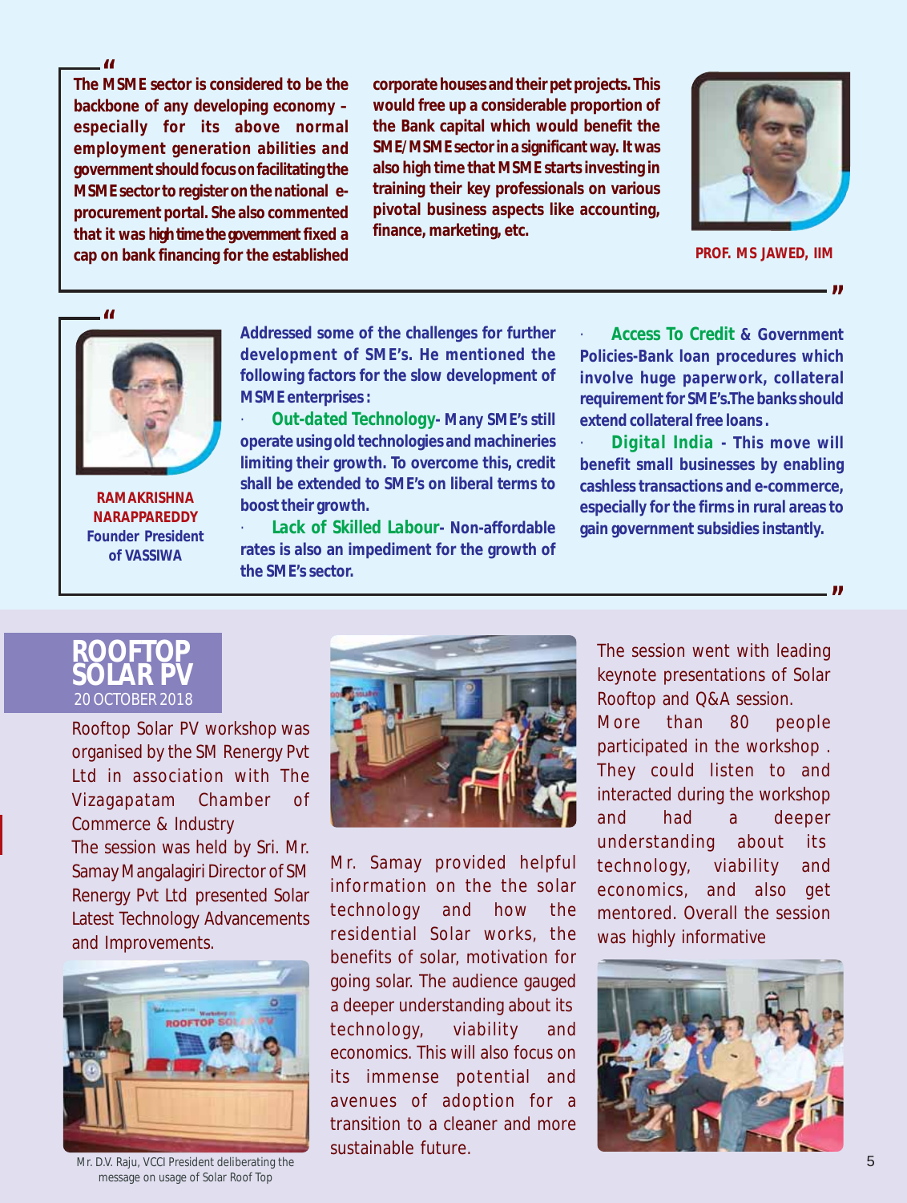"The MSME sector is considered to be the backbone of any developing economy – especially for its above normal employment generation abilities and government should focus on facilitating the MSME sector to register on the national e-procurement portal. She also commented that it was high time the government fixed a cap on bank financing for the established corporate houses and their pet projects. This would free up a considerable proportion of the Bank capital which would benefit the SME/MSME sector in a significant way. It was also high time that MSME starts investing in training their key professionals on various pivotal business aspects like accounting, finance, marketing, etc."

**PROF. MS JAWED, IIM**

"Addressed some of the challenges for further development of SME's. He mentioned the following factors for the slow development of MSME enterprises:

- **Out-dated Technology**- Many SME's still operate using old technologies and machineries limiting their growth. To overcome this, credit shall be extended to SME's on liberal terms to boost their growth.
- **Lack of Skilled Labour**- Non-affordable rates is also an impediment for the growth of the SME's sector.
- **Access To Credit** & Government Policies-Bank loan procedures which involve huge paperwork, collateral requirement for SME's.The banks should extend collateral free loans.
- **Digital India** - This move will benefit small businesses by enabling cashless transactions and e-commerce, especially for the firms in rural areas to gain government subsidies instantly."

**RAMAKRISHNA NARAPPAREDDY**
**Founder President of VASSIWA**

## ROOFTOP SOLAR PV
20 OCTOBER 2018

Rooftop Solar PV workshop was organised by the SM Renergy Pvt Ltd in association with The Vizagapatam Chamber of Commerce & Industry

The session was held by Sri. Mr. Samay Mangalagiri Director of SM Renergy Pvt Ltd presented Solar Latest Technology Advancements and Improvements.

Mr. D.V. Raju, VCCI President deliberating the message on usage of Solar Roof Top

Mr. Samay provided helpful information on the the solar technology and how the residential Solar works, the benefits of solar, motivation for going solar. The audience gauged a deeper understanding about its technology, viability and economics. This will also focus on its immense potential and avenues of adoption for a transition to a cleaner and more sustainable future.

The session went with leading keynote presentations of Solar Rooftop and Q&A session.

More than 80 people participated in the workshop . They could listen to and interacted during the workshop and had a deeper understanding about its technology, viability and economics, and also get mentored. Overall the session was highly informative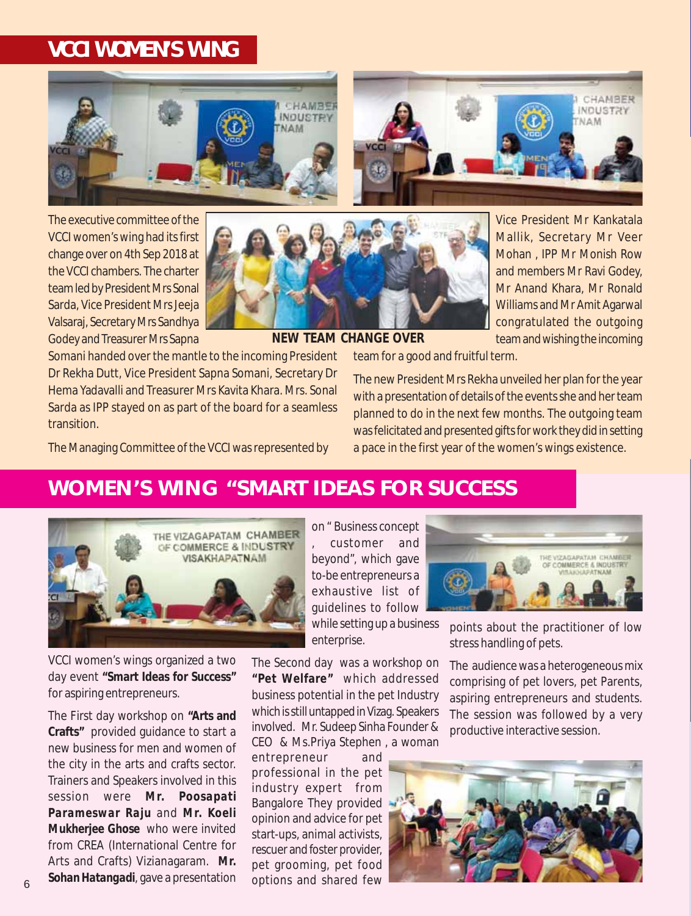## VCCI WOMEN'S WING

The executive committee of the VCCI women's wing had its first change over on 4th Sep 2018 at the VCCI chambers. The charter team led by President Mrs Sonal Sarda, Vice President Mrs Jeeja Valsaraj, Secretary Mrs Sandhya Godey and Treasurer Mrs Sapna Somani handed over the mantle to the incoming President Dr Rekha Dutt, Vice President Sapna Somani, Secretary Dr Hema Yadavalli and Treasurer Mrs Kavita Khara. Mrs. Sonal Sarda as IPP stayed on as part of the board for a seamless transition.

**NEW TEAM CHANGE OVER**

The Managing Committee of the VCCI was represented by Vice President Mr Kankatala Mallik, Secretary Mr Veer Mohan , IPP Mr Monish Row and members Mr Ravi Godey, Mr Anand Khara, Mr Ronald Williams and Mr Amit Agarwal congratulated the outgoing team and wishing the incoming team for a good and fruitful term.

The new President Mrs Rekha unveiled her plan for the year with a presentation of details of the events she and her team planned to do in the next few months. The outgoing team was felicitated and presented gifts for work they did in setting a pace in the first year of the women's wings existence.

## WOMEN'S WING "SMART IDEAS FOR SUCCESS

VCCI women's wings organized a two day event **"Smart Ideas for Success"** for aspiring entrepreneurs.

The First day workshop on **"Arts and Crafts"** provided guidance to start a new business for men and women of the city in the arts and crafts sector. Trainers and Speakers involved in this session were **Mr. Poosapati Parameswar Raju** and **Mr. Koeli Mukherjee Ghose** who were invited from CREA (International Centre for Arts and Crafts) Vizianagaram. **Mr. Sohan Hatangadi**, gave a presentation on " Business concept , customer and beyond", which gave to-be entrepreneurs a exhaustive list of guidelines to follow while setting up a business enterprise.

The Second day was a workshop on **"Pet Welfare"** which addressed business potential in the pet Industry which is still untapped in Vizag. Speakers involved. Mr. Sudeep Sinha Founder & CEO & Ms.Priya Stephen , a woman entrepreneur and professional in the pet industry expert from Bangalore They provided opinion and advice for pet start-ups, animal activists, rescuer and foster provider, pet grooming, pet food options and shared few points about the practitioner of low stress handling of pets.

The audience was a heterogeneous mix comprising of pet lovers, pet Parents, aspiring entrepreneurs and students. The session was followed by a very productive interactive session.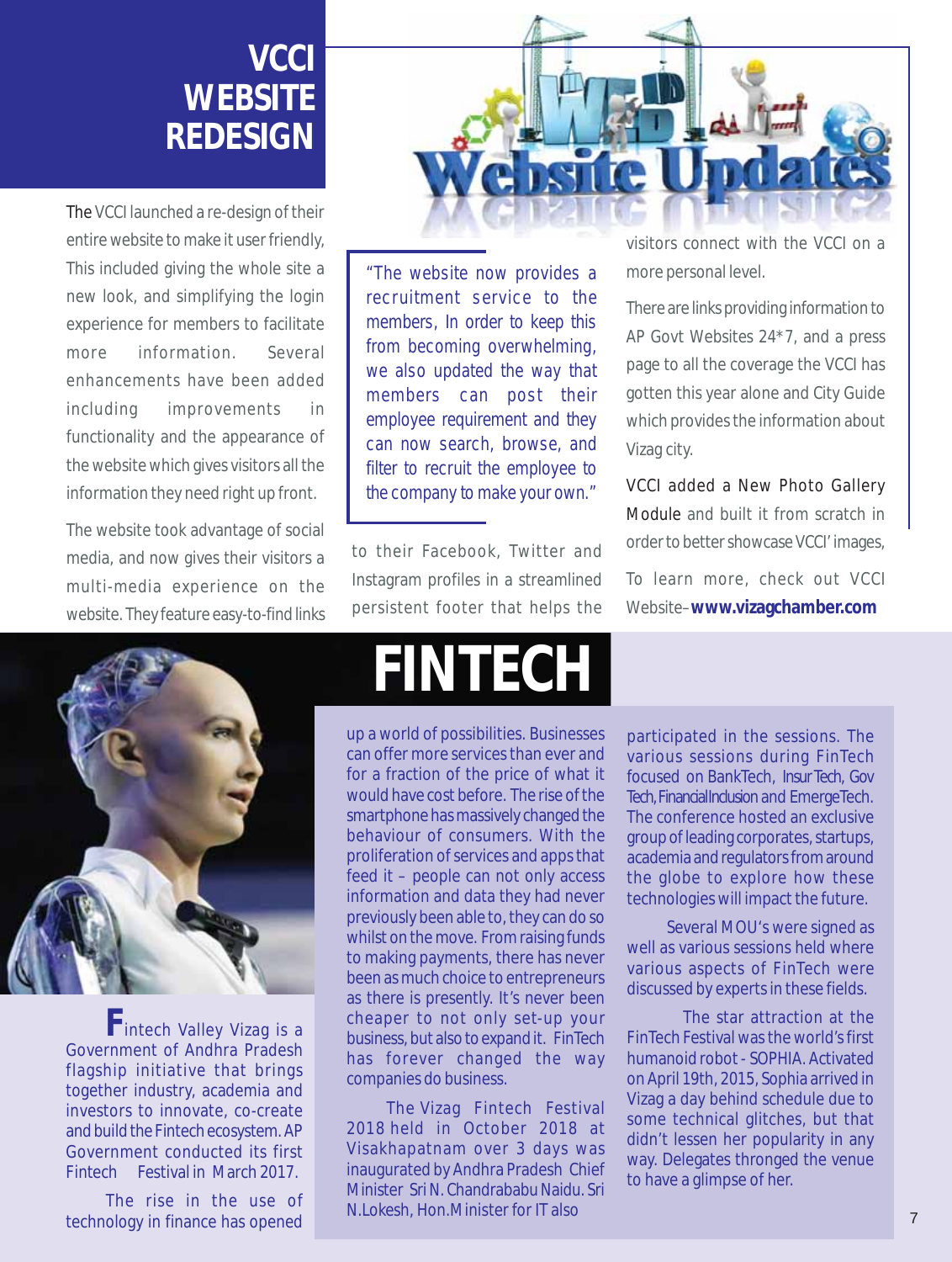# VCCI WEBSITE REDESIGN

The VCCI launched a re-design of their entire website to make it user friendly, This included giving the whole site a new look, and simplifying the login experience for members to facilitate more information. Several enhancements have been added including improvements in functionality and the appearance of the website which gives visitors all the information they need right up front.

The website took advantage of social media, and now gives their visitors a multi-media experience on the website. They feature easy-to-find links to their Facebook, Twitter and Instagram profiles in a streamlined persistent footer that helps the visitors connect with the VCCI on a more personal level.

> "The website now provides a recruitment service to the members, In order to keep this from becoming overwhelming, we also updated the way that members can post their employee requirement and they can now search, browse, and filter to recruit the employee to the company to make your own."

There are links providing information to AP Govt Websites 24*7, and a press page to all the coverage the VCCI has gotten this year alone and City Guide which provides the information about Vizag city.

VCCI added a New Photo Gallery Module and built it from scratch in order to better showcase VCCI' images,

To learn more, check out VCCI Website–**www.vizagchamber.com**

# FINTECH

Fintech Valley Vizag is a Government of Andhra Pradesh flagship initiative that brings together industry, academia and investors to innovate, co-create and build the Fintech ecosystem. AP Government conducted its first Fintech Festival in March 2017.

The rise in the use of technology in finance has opened up a world of possibilities. Businesses can offer more services than ever and for a fraction of the price of what it would have cost before. The rise of the smartphone has massively changed the behaviour of consumers. With the proliferation of services and apps that feed it – people can not only access information and data they had never previously been able to, they can do so whilst on the move. From raising funds to making payments, there has never been as much choice to entrepreneurs as there is presently. It's never been cheaper to not only set-up your business, but also to expand it. FinTech has forever changed the way companies do business.

The Vizag Fintech Festival 2018 held in October 2018 at Visakhapatnam over 3 days was inaugurated by Andhra Pradesh Chief Minister Sri N. Chandrababu Naidu. Sri N.Lokesh, Hon.Minister for IT also participated in the sessions. The various sessions during FinTech focused on BankTech, InsurTech, Gov Tech, Financial Inclusion and EmergeTech. The conference hosted an exclusive group of leading corporates, startups, academia and regulators from around the globe to explore how these technologies will impact the future.

Several MOU's were signed as well as various sessions held where various aspects of FinTech were discussed by experts in these fields.

The star attraction at the FinTech Festival was the world's first humanoid robot - SOPHIA. Activated on April 19th, 2015, Sophia arrived in Vizag a day behind schedule due to some technical glitches, but that didn't lessen her popularity in any way. Delegates thronged the venue to have a glimpse of her.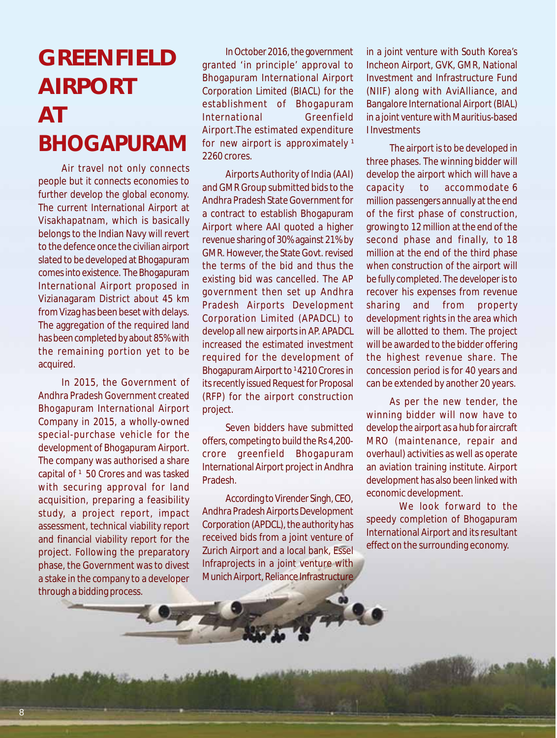# GREENFIELD AIRPORT AT BHOGAPURAM

Air travel not only connects people but it connects economies to further develop the global economy. The current International Airport at Visakhapatnam, which is basically belongs to the Indian Navy will revert to the defence once the civilian airport slated to be developed at Bhogapuram comes into existence. The Bhogapuram International Airport proposed in Vizianagaram District about 45 km from Vizag has been beset with delays. The aggregation of the required land has been completed by about 85% with the remaining portion yet to be acquired.

In 2015, the Government of Andhra Pradesh Government created Bhogapuram International Airport Company in 2015, a wholly-owned special-purchase vehicle for the development of Bhogapuram Airport. The company was authorised a share capital of ₹ 50 Crores and was tasked with securing approval for land acquisition, preparing a feasibility study, a project report, impact assessment, technical viability report and financial viability report for the project. Following the preparatory phase, the Government was to divest a stake in the company to a developer through a bidding process.

In October 2016, the government granted 'in principle' approval to Bhogapuram International Airport Corporation Limited (BIACL) for the establishment of Bhogapuram International Greenfield Airport.The estimated expenditure for new airport is approximately ₹ 2260 crores.

Airports Authority of India (AAI) and GMR Group submitted bids to the Andhra Pradesh State Government for a contract to establish Bhogapuram Airport where AAI quoted a higher revenue sharing of 30% against 21% by GMR. However, the State Govt. revised the terms of the bid and thus the existing bid was cancelled. The AP government then set up Andhra Pradesh Airports Development Corporation Limited (APADCL) to develop all new airports in AP. APADCL increased the estimated investment required for the development of Bhogapuram Airport to ₹4210 Crores in its recently issued Request for Proposal (RFP) for the airport construction project.

Seven bidders have submitted offers, competing to build the Rs 4,200-crore greenfield Bhogapuram International Airport project in Andhra Pradesh.

According to Virender Singh, CEO, Andhra Pradesh Airports Development Corporation (APDCL), the authority has received bids from a joint venture of Zurich Airport and a local bank, Essel Infraprojects in a joint venture with Munich Airport, Reliance Infrastructure in a joint venture with South Korea's Incheon Airport, GVK, GMR, National Investment and Infrastructure Fund (NIIF) along with AviAlliance, and Bangalore International Airport (BIAL) in a joint venture with Mauritius-based I Investments

The airport is to be developed in three phases. The winning bidder will develop the airport which will have a capacity to accommodate 6 million passengers annually at the end of the first phase of construction, growing to 12 million at the end of the second phase and finally, to 18 million at the end of the third phase when construction of the airport will be fully completed. The developer is to recover his expenses from revenue sharing and from property development rights in the area which will be allotted to them. The project will be awarded to the bidder offering the highest revenue share. The concession period is for 40 years and can be extended by another 20 years.

As per the new tender, the winning bidder will now have to develop the airport as a hub for aircraft MRO (maintenance, repair and overhaul) activities as well as operate an aviation training institute. Airport development has also been linked with economic development.

We look forward to the speedy completion of Bhogapuram International Airport and its resultant effect on the surrounding economy.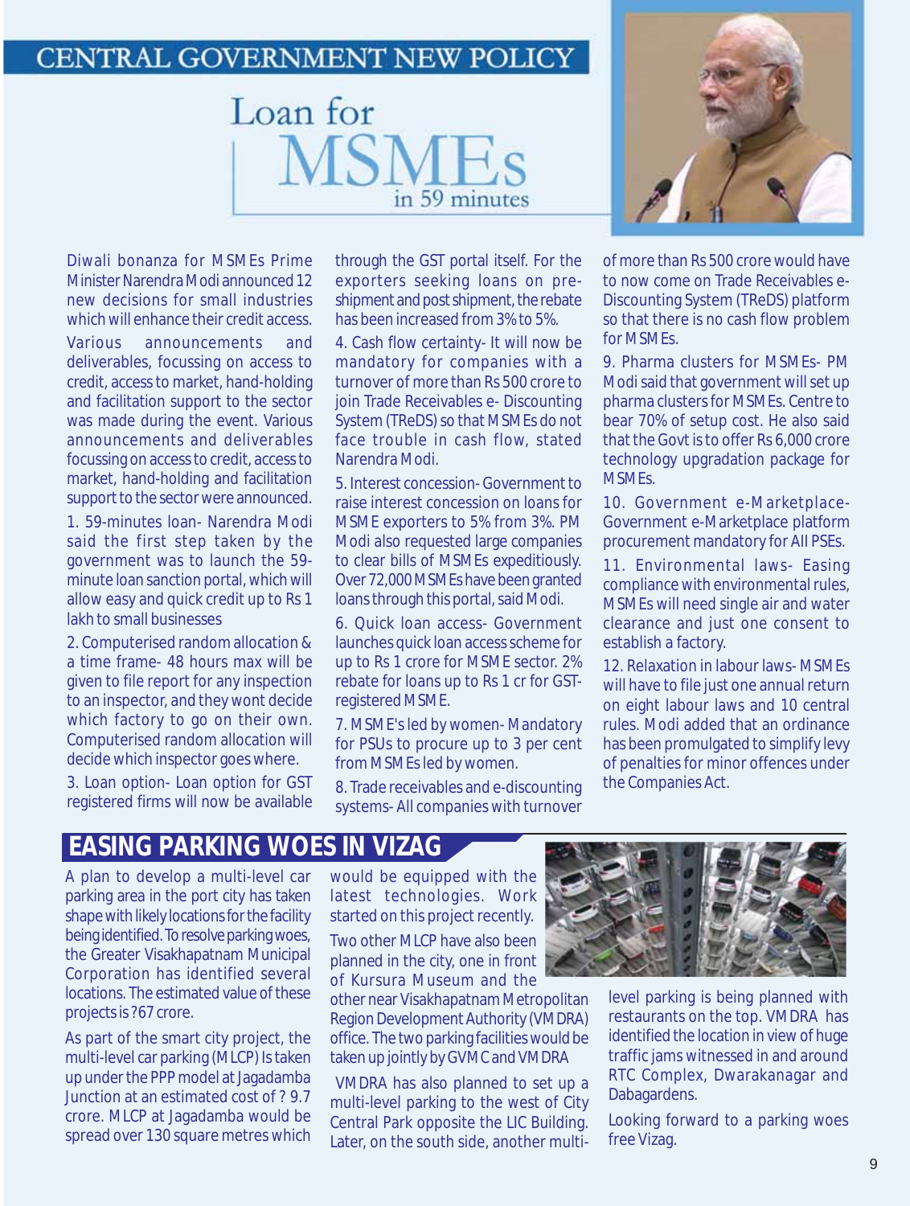## CENTRAL GOVERNMENT NEW POLICY

# Loan for MSMEs in 59 minutes

Diwali bonanza for MSMEs Prime Minister Narendra Modi announced 12 new decisions for small industries which will enhance their credit access.

Various announcements and deliverables, focussing on access to credit, access to market, hand-holding and facilitation support to the sector was made during the event. Various announcements and deliverables focussing on access to credit, access to market, hand-holding and facilitation support to the sector were announced.

1. 59-minutes loan- Narendra Modi said the first step taken by the government was to launch the 59-minute loan sanction portal, which will allow easy and quick credit up to Rs 1 lakh to small businesses

2. Computerised random allocation & a time frame- 48 hours max will be given to file report for any inspection to an inspector, and they wont decide which factory to go on their own. Computerised random allocation will decide which inspector goes where.

3. Loan option- Loan option for GST registered firms will now be available through the GST portal itself. For the exporters seeking loans on pre-shipment and post shipment, the rebate has been increased from 3% to 5%.

4. Cash flow certainty- It will now be mandatory for companies with a turnover of more than Rs 500 crore to join Trade Receivables e- Discounting System (TReDS) so that MSMEs do not face trouble in cash flow, stated Narendra Modi.

5. Interest concession- Government to raise interest concession on loans for MSME exporters to 5% from 3%. PM Modi also requested large companies to clear bills of MSMEs expeditiously. Over 72,000 MSMEs have been granted loans through this portal, said Modi.

6. Quick loan access- Government launches quick loan access scheme for up to Rs 1 crore for MSME sector. 2% rebate for loans up to Rs 1 cr for GST-registered MSME.

7. MSME's led by women- Mandatory for PSUs to procure up to 3 per cent from MSMEs led by women.

8. Trade receivables and e-discounting systems- All companies with turnover of more than Rs 500 crore would have to now come on Trade Receivables e-Discounting System (TReDS) platform so that there is no cash flow problem for MSMEs.

9. Pharma clusters for MSMEs- PM Modi said that government will set up pharma clusters for MSMEs. Centre to bear 70% of setup cost. He also said that the Govt is to offer Rs 6,000 crore technology upgradation package for MSMEs.

10. Government e-Marketplace- Government e-Marketplace platform procurement mandatory for All PSEs.

11. Environmental laws- Easing compliance with environmental rules, MSMEs will need single air and water clearance and just one consent to establish a factory.

12. Relaxation in labour laws- MSMEs will have to file just one annual return on eight labour laws and 10 central rules. Modi added that an ordinance has been promulgated to simplify levy of penalties for minor offences under the Companies Act.

## EASING PARKING WOES IN VIZAG

A plan to develop a multi-level car parking area in the port city has taken shape with likely locations for the facility being identified. To resolve parking woes, the Greater Visakhapatnam Municipal Corporation has identified several locations. The estimated value of these projects is ?67 crore.

As part of the smart city project, the multi-level car parking (MLCP) Is taken up under the PPP model at Jagadamba Junction at an estimated cost of ? 9.7 crore. MLCP at Jagadamba would be spread over 130 square metres which would be equipped with the latest technologies. Work started on this project recently.

Two other MLCP have also been planned in the city, one in front of Kursura Museum and the other near Visakhapatnam Metropolitan Region Development Authority (VMDRA) office. The two parking facilities would be taken up jointly by GVMC and VMDRA

VMDRA has also planned to set up a multi-level parking to the west of City Central Park opposite the LIC Building. Later, on the south side, another multi-level parking is being planned with restaurants on the top. VMDRA has identified the location in view of huge traffic jams witnessed in and around RTC Complex, Dwarakanagar and Dabagardens.

Looking forward to a parking woes free Vizag.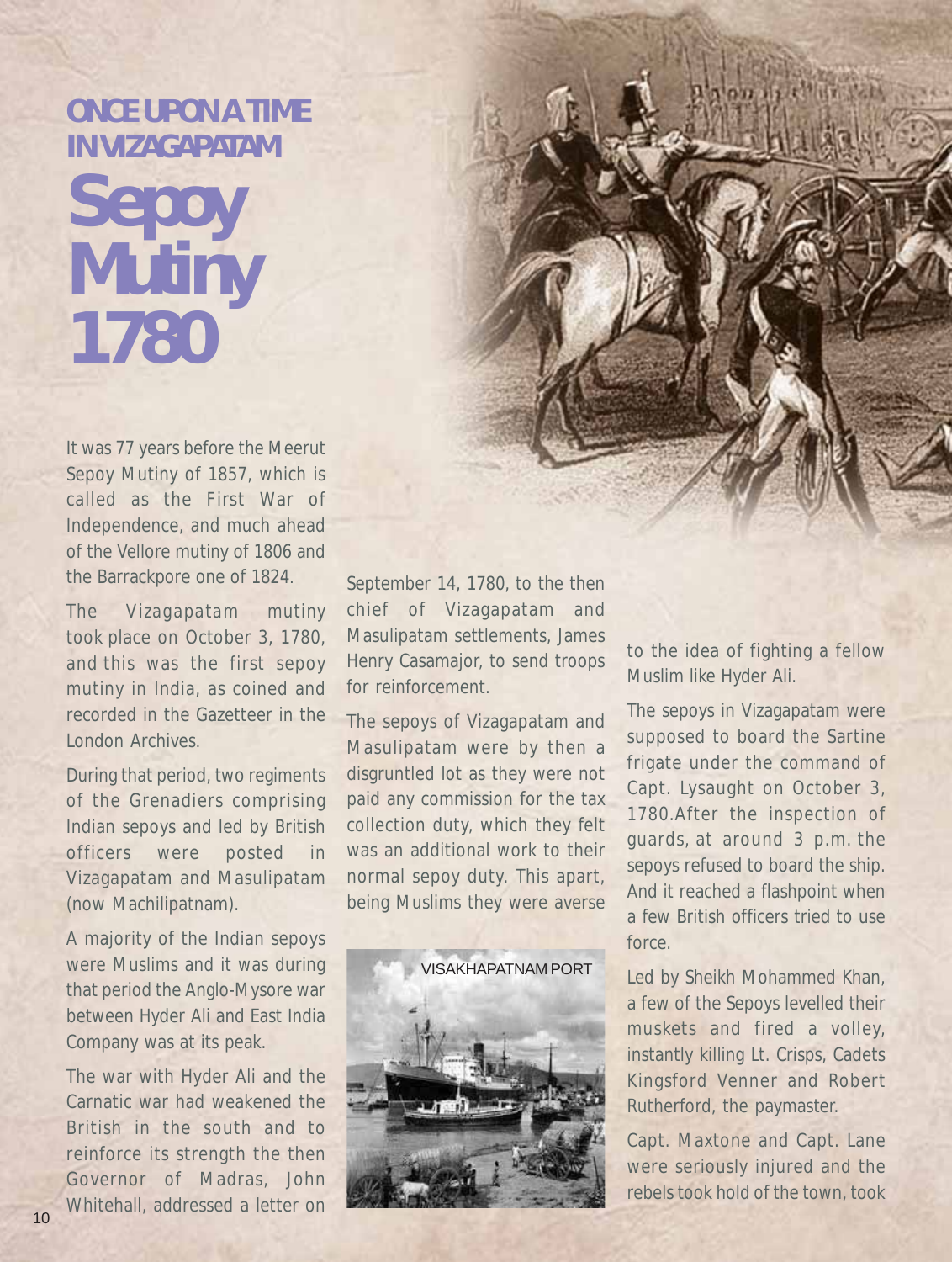## ONCE UPON A TIME IN VIZAGAPATAM

# Sepoy Mutiny 1780

It was 77 years before the Meerut Sepoy Mutiny of 1857, which is called as the First War of Independence, and much ahead of the Vellore mutiny of 1806 and the Barrackpore one of 1824.

The Vizagapatam mutiny took place on October 3, 1780, and this was the first sepoy mutiny in India, as coined and recorded in the Gazetteer in the London Archives.

During that period, two regiments of the Grenadiers comprising Indian sepoys and led by British officers were posted in Vizagapatam and Masulipatam (now Machilipatnam).

A majority of the Indian sepoys were Muslims and it was during that period the Anglo-Mysore war between Hyder Ali and East India Company was at its peak.

The war with Hyder Ali and the Carnatic war had weakened the British in the south and to reinforce its strength the then Governor of Madras, John Whitehall, addressed a letter on September 14, 1780, to the then chief of Vizagapatam and Masulipatam settlements, James Henry Casamajor, to send troops for reinforcement.

The sepoys of Vizagapatam and Masulipatam were by then a disgruntled lot as they were not paid any commission for the tax collection duty, which they felt was an additional work to their normal sepoy duty. This apart, being Muslims they were averse to the idea of fighting a fellow Muslim like Hyder Ali.

VISAKHAPATNAM PORT

The sepoys in Vizagapatam were supposed to board the Sartine frigate under the command of Capt. Lysaught on October 3, 1780.After the inspection of guards, at around 3 p.m. the sepoys refused to board the ship. And it reached a flashpoint when a few British officers tried to use force.

Led by Sheikh Mohammed Khan, a few of the Sepoys levelled their muskets and fired a volley, instantly killing Lt. Crisps, Cadets Kingsford Venner and Robert Rutherford, the paymaster.

Capt. Maxtone and Capt. Lane were seriously injured and the rebels took hold of the town, took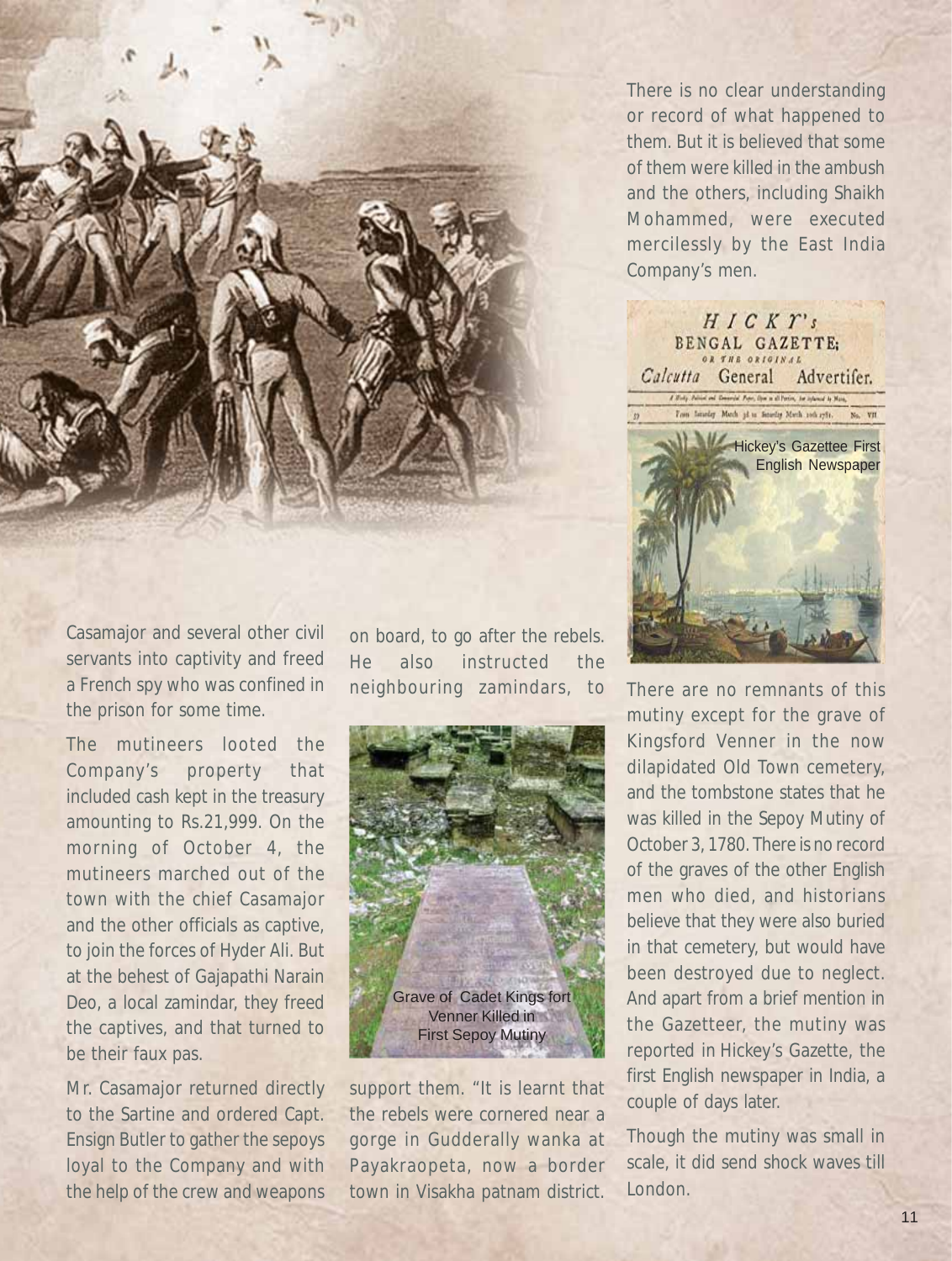Casamajor and several other civil servants into captivity and freed a French spy who was confined in the prison for some time.

The mutineers looted the Company's property that included cash kept in the treasury amounting to Rs.21,999. On the morning of October 4, the mutineers marched out of the town with the chief Casamajor and the other officials as captive, to join the forces of Hyder Ali. But at the behest of Gajapathi Narain Deo, a local zamindar, they freed the captives, and that turned to be their faux pas.

Mr. Casamajor returned directly to the Sartine and ordered Capt. Ensign Butler to gather the sepoys loyal to the Company and with the help of the crew and weapons on board, to go after the rebels. He also instructed the neighbouring zamindars, to support them. "It is learnt that the rebels were cornered near a gorge in Gudderally wanka at Payakraopeta, now a border town in Visakha patnam district.

Grave of Cadet Kings fort Venner Killed in First Sepoy Mutiny

There is no clear understanding or record of what happened to them. But it is believed that some of them were killed in the ambush and the others, including Shaikh Mohammed, were executed mercilessly by the East India Company's men.

HICKY's BENGAL GAZETTE; OR THE ORIGINAL Calcutta General Advertiser.

Hickey's Gazettee First English Newspaper

There are no remnants of this mutiny except for the grave of Kingsford Venner in the now dilapidated Old Town cemetery, and the tombstone states that he was killed in the Sepoy Mutiny of October 3, 1780. There is no record of the graves of the other English men who died, and historians believe that they were also buried in that cemetery, but would have been destroyed due to neglect. And apart from a brief mention in the Gazetteer, the mutiny was reported in Hickey's Gazette, the first English newspaper in India, a couple of days later.

Though the mutiny was small in scale, it did send shock waves till London.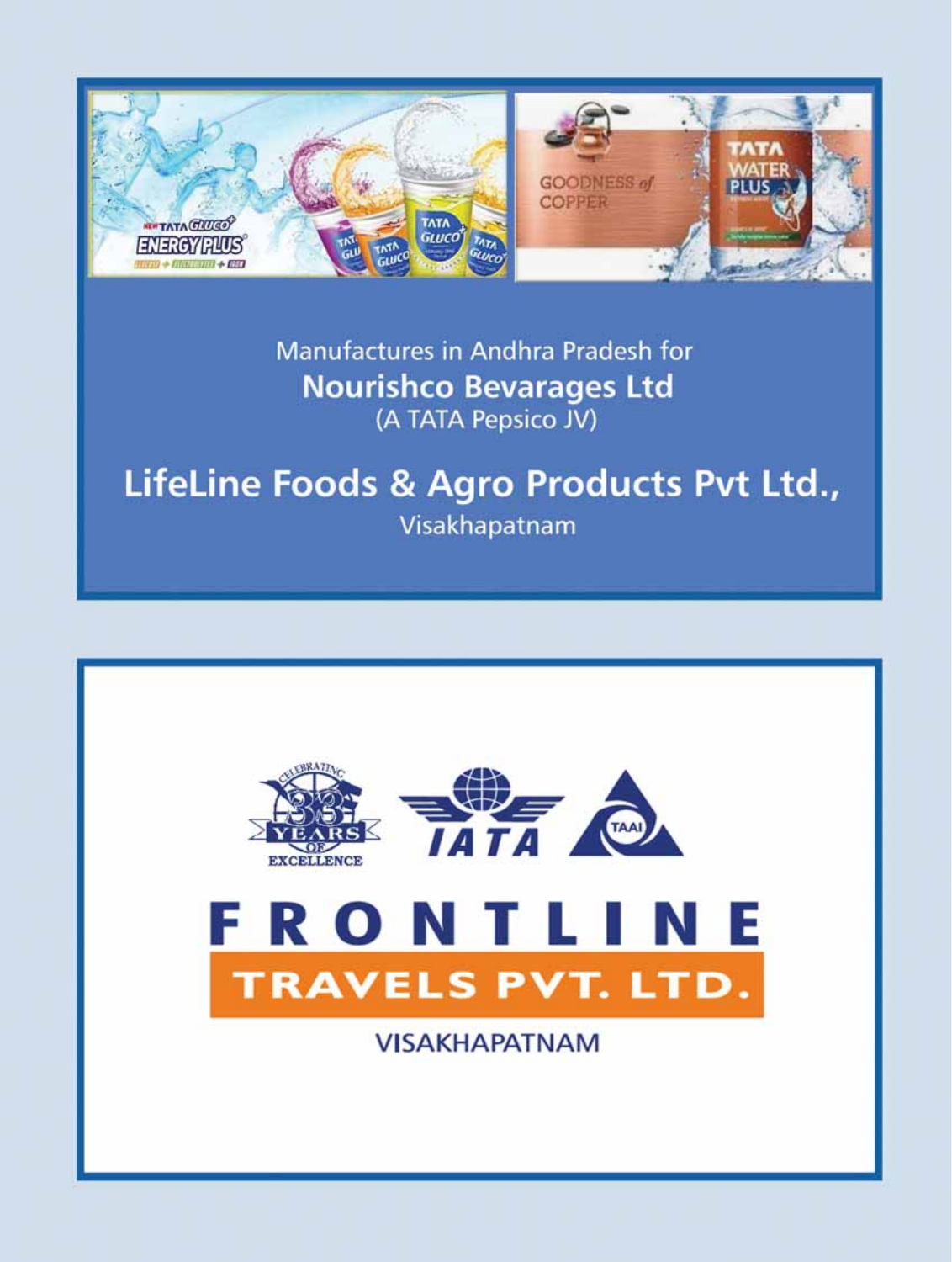Manufactures in Andhra Pradesh for

**Nourishco Bevarages Ltd**

(A TATA Pepsico JV)

## LifeLine Foods & Agro Products Pvt Ltd.,

Visakhapatnam

## FRONTLINE TRAVELS PVT. LTD.

VISAKHAPATNAM